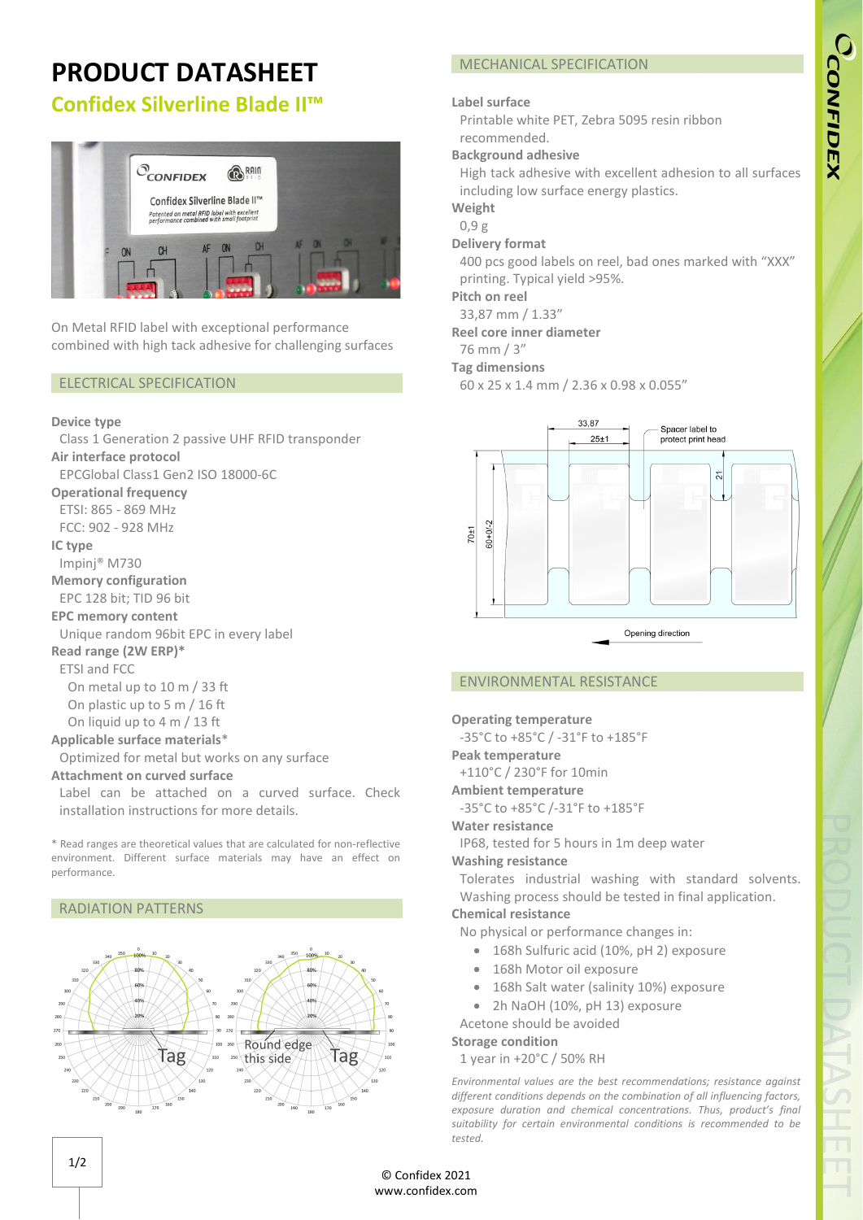# PRODUCT DATASHEET

## Confidex Silverline Blade II™

On Metal RFID label with exceptional performance combined with high tack adhesive for challenging surfaces

## ELECTRICAL SPECIFICATION

**Device type**
Class 1 Generation 2 passive UHF RFID transponder

**Air interface protocol**
EPCGlobal Class1 Gen2 ISO 18000-6C

**Operational frequency**
ETSI: 865 - 869 MHz
FCC: 902 - 928 MHz

**IC type**
Impinj® M730

**Memory configuration**
EPC 128 bit; TID 96 bit

**EPC memory content**
Unique random 96bit EPC in every label

**Read range (2W ERP)***
ETSI and FCC
- On metal up to 10 m / 33 ft
- On plastic up to 5 m / 16 ft
- On liquid up to 4 m / 13 ft

**Applicable surface materials***
Optimized for metal but works on any surface

**Attachment on curved surface**
Label can be attached on a curved surface. Check installation instructions for more details.

\* Read ranges are theoretical values that are calculated for non-reflective environment. Different surface materials may have an effect on performance.

## RADIATION PATTERNS

## MECHANICAL SPECIFICATION

**Label surface**
Printable white PET, Zebra 5095 resin ribbon recommended.

**Background adhesive**
High tack adhesive with excellent adhesion to all surfaces including low surface energy plastics.

**Weight**
0,9 g

**Delivery format**
400 pcs good labels on reel, bad ones marked with "XXX" printing. Typical yield >95%.

**Pitch on reel**
33,87 mm / 1.33"

**Reel core inner diameter**
76 mm / 3"

**Tag dimensions**
60 x 25 x 1.4 mm / 2.36 x 0.98 x 0.055"

## ENVIRONMENTAL RESISTANCE

**Operating temperature**
-35°C to +85°C / -31°F to +185°F

**Peak temperature**
+110°C / 230°F for 10min

**Ambient temperature**
-35°C to +85°C /-31°F to +185°F

**Water resistance**
IP68, tested for 5 hours in 1m deep water

**Washing resistance**
Tolerates industrial washing with standard solvents. Washing process should be tested in final application.

**Chemical resistance**
No physical or performance changes in:
- 168h Sulfuric acid (10%, pH 2) exposure
- 168h Motor oil exposure
- 168h Salt water (salinity 10%) exposure
- 2h NaOH (10%, pH 13) exposure

Acetone should be avoided

**Storage condition**
1 year in +20°C / 50% RH

*Environmental values are the best recommendations; resistance against different conditions depends on the combination of all influencing factors, exposure duration and chemical concentrations. Thus, product's final suitability for certain environmental conditions is recommended to be tested.*

© Confidex 2021
www.confidex.com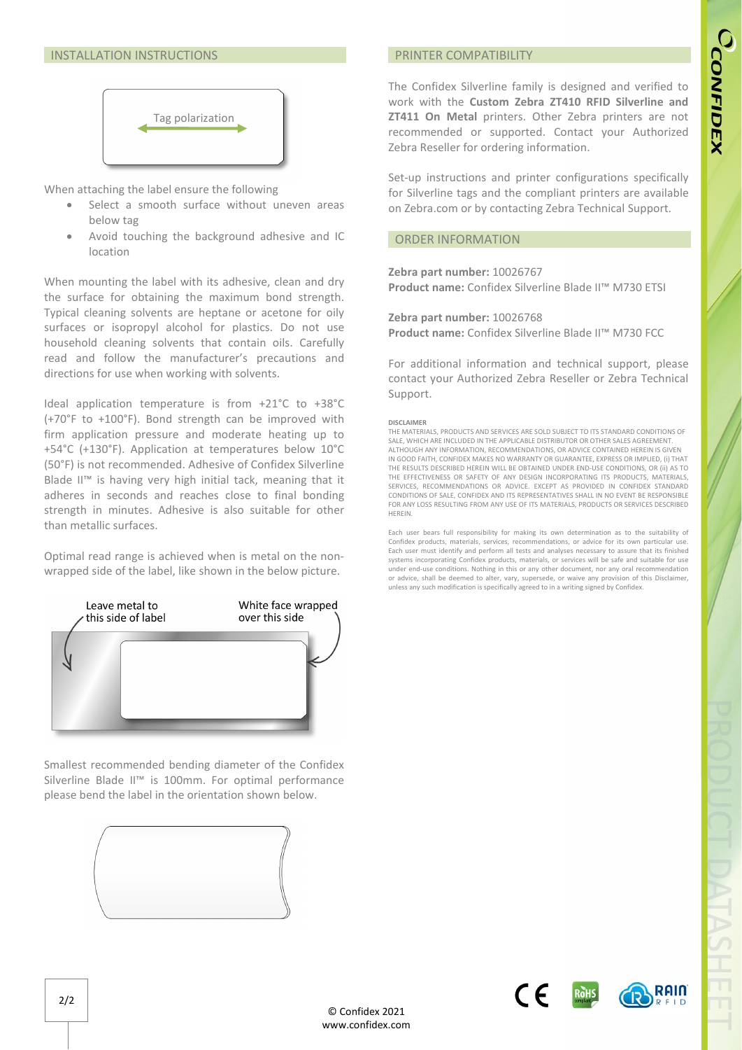## INSTALLATION INSTRUCTIONS

Tag polarization

When attaching the label ensure the following

- Select a smooth surface without uneven areas below tag
- Avoid touching the background adhesive and IC location

When mounting the label with its adhesive, clean and dry the surface for obtaining the maximum bond strength. Typical cleaning solvents are heptane or acetone for oily surfaces or isopropyl alcohol for plastics. Do not use household cleaning solvents that contain oils. Carefully read and follow the manufacturer's precautions and directions for use when working with solvents.

Ideal application temperature is from +21°C to +38°C (+70°F to +100°F). Bond strength can be improved with firm application pressure and moderate heating up to +54°C (+130°F). Application at temperatures below 10°C (50°F) is not recommended. Adhesive of Confidex Silverline Blade II™ is having very high initial tack, meaning that it adheres in seconds and reaches close to final bonding strength in minutes. Adhesive is also suitable for other than metallic surfaces.

Optimal read range is achieved when is metal on the non-wrapped side of the label, like shown in the below picture.

Leave metal to this side of label

White face wrapped over this side

Smallest recommended bending diameter of the Confidex Silverline Blade II™ is 100mm. For optimal performance please bend the label in the orientation shown below.

## PRINTER COMPATIBILITY

The Confidex Silverline family is designed and verified to work with the **Custom Zebra ZT410 RFID Silverline and ZT411 On Metal** printers. Other Zebra printers are not recommended or supported. Contact your Authorized Zebra Reseller for ordering information.

Set-up instructions and printer configurations specifically for Silverline tags and the compliant printers are available on Zebra.com or by contacting Zebra Technical Support.

## ORDER INFORMATION

**Zebra part number:** 10026767
**Product name:** Confidex Silverline Blade II™ M730 ETSI

**Zebra part number:** 10026768
**Product name:** Confidex Silverline Blade II™ M730 FCC

For additional information and technical support, please contact your Authorized Zebra Reseller or Zebra Technical Support.

**DISCLAIMER**

THE MATERIALS, PRODUCTS AND SERVICES ARE SOLD SUBJECT TO ITS STANDARD CONDITIONS OF SALE, WHICH ARE INCLUDED IN THE APPLICABLE DISTRIBUTOR OR OTHER SALES AGREEMENT. ALTHOUGH ANY INFORMATION, RECOMMENDATIONS, OR ADVICE CONTAINED HEREIN IS GIVEN IN GOOD FAITH, CONFIDEX MAKES NO WARRANTY OR GUARANTEE, EXPRESS OR IMPLIED, (i) THAT THE RESULTS DESCRIBED HEREIN WILL BE OBTAINED UNDER END-USE CONDITIONS, OR (ii) AS TO THE EFFECTIVENESS OR SAFETY OF ANY DESIGN INCORPORATING ITS PRODUCTS, MATERIALS, SERVICES, RECOMMENDATIONS OR ADVICE. EXCEPT AS PROVIDED IN CONFIDEX STANDARD CONDITIONS OF SALE, CONFIDEX AND ITS REPRESENTATIVES SHALL IN NO EVENT BE RESPONSIBLE FOR ANY LOSS RESULTING FROM ANY USE OF ITS MATERIALS, PRODUCTS OR SERVICES DESCRIBED HEREIN.

Each user bears full responsibility for making its own determination as to the suitability of Confidex products, materials, services, recommendations, or advice for its own particular use. Each user must identify and perform all tests and analyses necessary to assure that its finished systems incorporating Confidex products, materials, or services will be safe and suitable for use under end-use conditions. Nothing in this or any other document, nor any oral recommendation or advice, shall be deemed to alter, vary, supersede, or waive any provision of this Disclaimer, unless any such modification is specifically agreed to in a writing signed by Confidex.

© Confidex 2021
www.confidex.com